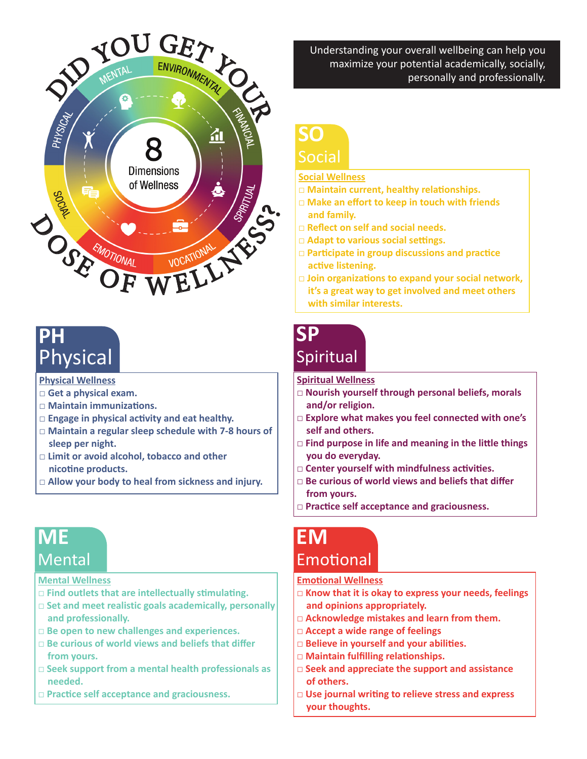# Did You Get Your Dose of Wellness?

8 Dimensions of Wellness

Mental · Environmental · Financial · Spiritual · Vocational · Emotional · Social · Physical

Understanding your overall wellbeing can help you maximize your potential academically, socially, personally and professionally.

## SO Social

**Social Wellness**

- □ Maintain current, healthy relationships.
- □ Make an effort to keep in touch with friends and family.
- □ Reflect on self and social needs.
- □ Adapt to various social settings.
- □ Participate in group discussions and practice active listening.
- □ Join organizations to expand your social network, it's a great way to get involved and meet others with similar interests.

## PH Physical

**Physical Wellness**

- □ Get a physical exam.
- □ Maintain immunizations.
- □ Engage in physical activity and eat healthy.
- □ Maintain a regular sleep schedule with 7-8 hours of sleep per night.
- □ Limit or avoid alcohol, tobacco and other nicotine products.
- □ Allow your body to heal from sickness and injury.

## SP Spiritual

**Spiritual Wellness**

- □ Nourish yourself through personal beliefs, morals and/or religion.
- □ Explore what makes you feel connected with one's self and others.
- □ Find purpose in life and meaning in the little things you do everyday.
- □ Center yourself with mindfulness activities.
- □ Be curious of world views and beliefs that differ from yours.
- □ Practice self acceptance and graciousness.

## ME Mental

**Mental Wellness**

- □ Find outlets that are intellectually stimulating.
- □ Set and meet realistic goals academically, personally and professionally.
- □ Be open to new challenges and experiences.
- □ Be curious of world views and beliefs that differ from yours.
- □ Seek support from a mental health professionals as needed.
- □ Practice self acceptance and graciousness.

## EM Emotional

**Emotional Wellness**

- □ Know that it is okay to express your needs, feelings and opinions appropriately.
- □ Acknowledge mistakes and learn from them.
- □ Accept a wide range of feelings
- □ Believe in yourself and your abilities.
- □ Maintain fulfilling relationships.
- □ Seek and appreciate the support and assistance of others.
- □ Use journal writing to relieve stress and express your thoughts.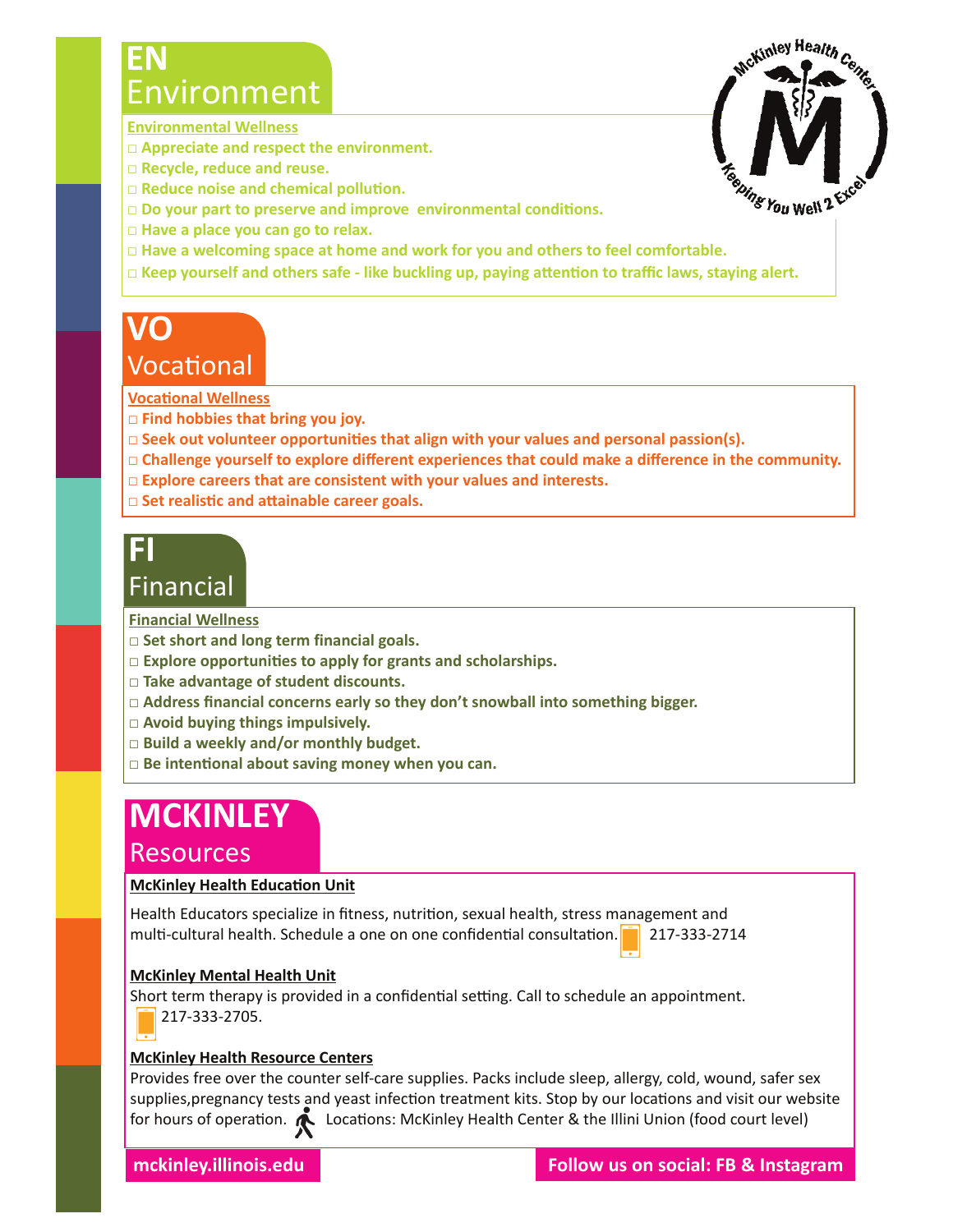## EN
## Environment

**Environmental Wellness**

- □ Appreciate and respect the environment.
- □ Recycle, reduce and reuse.
- □ Reduce noise and chemical pollution.
- □ Do your part to preserve and improve environmental conditions.
- □ Have a place you can go to relax.
- □ Have a welcoming space at home and work for you and others to feel comfortable.
- □ Keep yourself and others safe - like buckling up, paying attention to traffic laws, staying alert.

McKinley Health Center
Keeping You Well 2 Excel

## VO
## Vocational

**Vocational Wellness**

- □ Find hobbies that bring you joy.
- □ Seek out volunteer opportunities that align with your values and personal passion(s).
- □ Challenge yourself to explore different experiences that could make a difference in the community.
- □ Explore careers that are consistent with your values and interests.
- □ Set realistic and attainable career goals.

## FI
## Financial

**Financial Wellness**

- □ Set short and long term financial goals.
- □ Explore opportunities to apply for grants and scholarships.
- □ Take advantage of student discounts.
- □ Address financial concerns early so they don't snowball into something bigger.
- □ Avoid buying things impulsively.
- □ Build a weekly and/or monthly budget.
- □ Be intentional about saving money when you can.

## MCKINLEY
## Resources

**McKinley Health Education Unit**

Health Educators specialize in fitness, nutrition, sexual health, stress management and multi-cultural health. Schedule a one on one confidential consultation. 217-333-2714

**McKinley Mental Health Unit**

Short term therapy is provided in a confidential setting. Call to schedule an appointment. 217-333-2705.

**McKinley Health Resource Centers**

Provides free over the counter self-care supplies. Packs include sleep, allergy, cold, wound, safer sex supplies,pregnancy tests and yeast infection treatment kits. Stop by our locations and visit our website for hours of operation. Locations: McKinley Health Center & the Illini Union (food court level)

**mckinley.illinois.edu**

**Follow us on social: FB & Instagram**